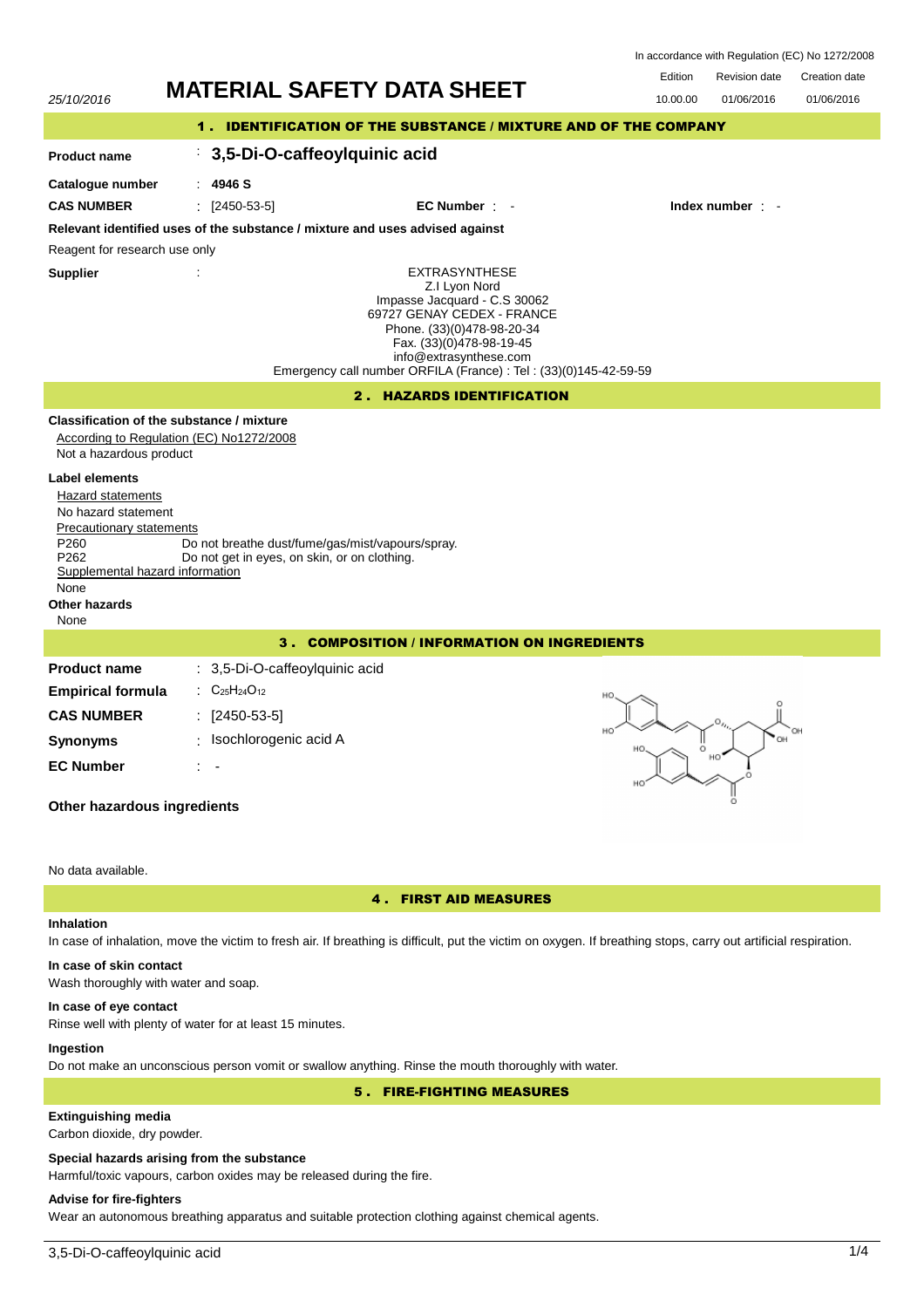In accordance with Regulation (EC) No 1272/2008

25/10/2016

# MATERIAL SAFETY DATA SHEET

| Edition | Revision date | Creation date |
| --- | --- | --- |
| 10.00.00 | 01/06/2016 | 01/06/2016 |

## 1. IDENTIFICATION OF THE SUBSTANCE / MIXTURE AND OF THE COMPANY

**Product name** : **3,5-Di-O-caffeoylquinic acid**

**Catalogue number** : **4946 S**

**CAS NUMBER** : [2450-53-5] **EC Number** : - **Index number** : -

**Relevant identified uses of the substance / mixture and uses advised against**

Reagent for research use only

**Supplier** :

EXTRASYNTHESE
Z.I Lyon Nord
Impasse Jacquard - C.S 30062
69727 GENAY CEDEX - FRANCE
Phone. (33)(0)478-98-20-34
Fax. (33)(0)478-98-19-45
info@extrasynthese.com
Emergency call number ORFILA (France) : Tel : (33)(0)145-42-59-59

## 2. HAZARDS IDENTIFICATION

**Classification of the substance / mixture**

According to Regulation (EC) No1272/2008

Not a hazardous product

**Label elements**

Hazard statements

No hazard statement

Precautionary statements

P260 Do not breathe dust/fume/gas/mist/vapours/spray.

P262 Do not get in eyes, on skin, or on clothing.

Supplemental hazard information

None

**Other hazards**

None

## 3. COMPOSITION / INFORMATION ON INGREDIENTS

**Product name** : 3,5-Di-O-caffeoylquinic acid

**Empirical formula** : $C_{25}H_{24}O_{12}$

**CAS NUMBER** : [2450-53-5]

**Synonyms** : Isochlorogenic acid A

**EC Number** : -

**Other hazardous ingredients**

No data available.

## 4. FIRST AID MEASURES

**Inhalation**

In case of inhalation, move the victim to fresh air. If breathing is difficult, put the victim on oxygen. If breathing stops, carry out artificial respiration.

**In case of skin contact**

Wash thoroughly with water and soap.

**In case of eye contact**

Rinse well with plenty of water for at least 15 minutes.

**Ingestion**

Do not make an unconscious person vomit or swallow anything. Rinse the mouth thoroughly with water.

## 5. FIRE-FIGHTING MEASURES

**Extinguishing media**

Carbon dioxide, dry powder.

**Special hazards arising from the substance**

Harmful/toxic vapours, carbon oxides may be released during the fire.

**Advise for fire-fighters**

Wear an autonomous breathing apparatus and suitable protection clothing against chemical agents.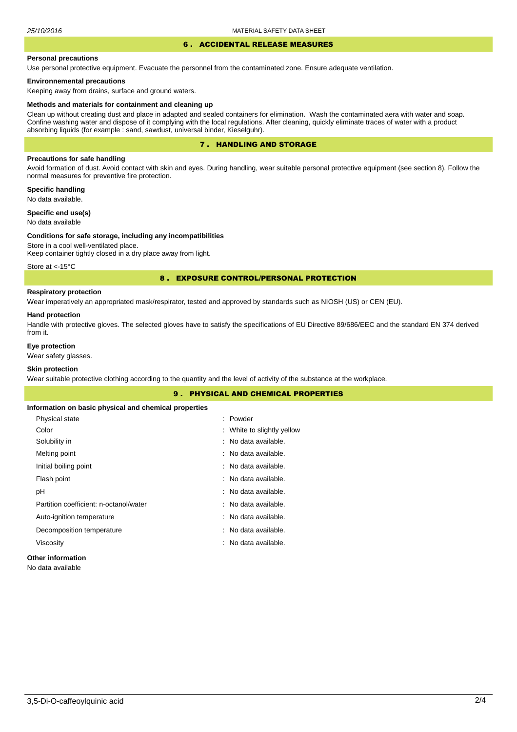## 6 . ACCIDENTAL RELEASE MEASURES

**Personal precautions**

Use personal protective equipment. Evacuate the personnel from the contaminated zone. Ensure adequate ventilation.

**Environnemental precautions**

Keeping away from drains, surface and ground waters.

**Methods and materials for containment and cleaning up**

Clean up without creating dust and place in adapted and sealed containers for elimination. Wash the contaminated aera with water and soap. Confine washing water and dispose of it complying with the local regulations. After cleaning, quickly eliminate traces of water with a product absorbing liquids (for example : sand, sawdust, universal binder, Kieselguhr).

## 7 . HANDLING AND STORAGE

**Precautions for safe handling**

Avoid formation of dust. Avoid contact with skin and eyes. During handling, wear suitable personal protective equipment (see section 8). Follow the normal measures for preventive fire protection.

**Specific handling**

No data available.

**Specific end use(s)**

No data available

**Conditions for safe storage, including any incompatibilities**

Store in a cool well-ventilated place.
Keep container tightly closed in a dry place away from light.

Store at <-15°C

## 8 . EXPOSURE CONTROL/PERSONAL PROTECTION

**Respiratory protection**

Wear imperatively an appropriated mask/respirator, tested and approved by standards such as NIOSH (US) or CEN (EU).

**Hand protection**

Handle with protective gloves. The selected gloves have to satisfy the specifications of EU Directive 89/686/EEC and the standard EN 374 derived from it.

**Eye protection**

Wear safety glasses.

**Skin protection**

Wear suitable protective clothing according to the quantity and the level of activity of the substance at the workplace.

## 9 . PHYSICAL AND CHEMICAL PROPERTIES

**Information on basic physical and chemical properties**

| | |
|---|---|
| Physical state | : Powder |
| Color | : White to slightly yellow |
| Solubility in | : No data available. |
| Melting point | : No data available. |
| Initial boiling point | : No data available. |
| Flash point | : No data available. |
| pH | : No data available. |
| Partition coefficient: n-octanol/water | : No data available. |
| Auto-ignition temperature | : No data available. |
| Decomposition temperature | : No data available. |
| Viscosity | : No data available. |

**Other information**

No data available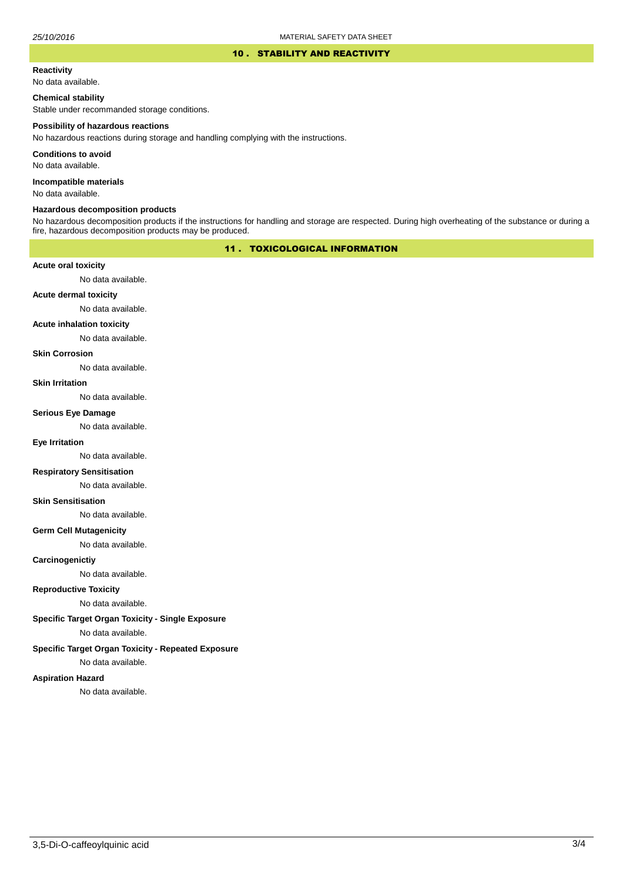## 10 . STABILITY AND REACTIVITY

**Reactivity**

No data available.

**Chemical stability**

Stable under recommanded storage conditions.

**Possibility of hazardous reactions**

No hazardous reactions during storage and handling complying with the instructions.

**Conditions to avoid**

No data available.

**Incompatible materials**

No data available.

**Hazardous decomposition products**

No hazardous decomposition products if the instructions for handling and storage are respected. During high overheating of the substance or during a fire, hazardous decomposition products may be produced.

## 11 . TOXICOLOGICAL INFORMATION

**Acute oral toxicity**

No data available.

**Acute dermal toxicity**

No data available.

**Acute inhalation toxicity**

No data available.

**Skin Corrosion**

No data available.

**Skin Irritation**

No data available.

**Serious Eye Damage**

No data available.

**Eye Irritation**

No data available.

**Respiratory Sensitisation**

No data available.

**Skin Sensitisation**

No data available.

**Germ Cell Mutagenicity**

No data available.

**Carcinogenictiy**

No data available.

**Reproductive Toxicity**

No data available.

**Specific Target Organ Toxicity - Single Exposure**

No data available.

**Specific Target Organ Toxicity - Repeated Exposure**

No data available.

**Aspiration Hazard**

No data available.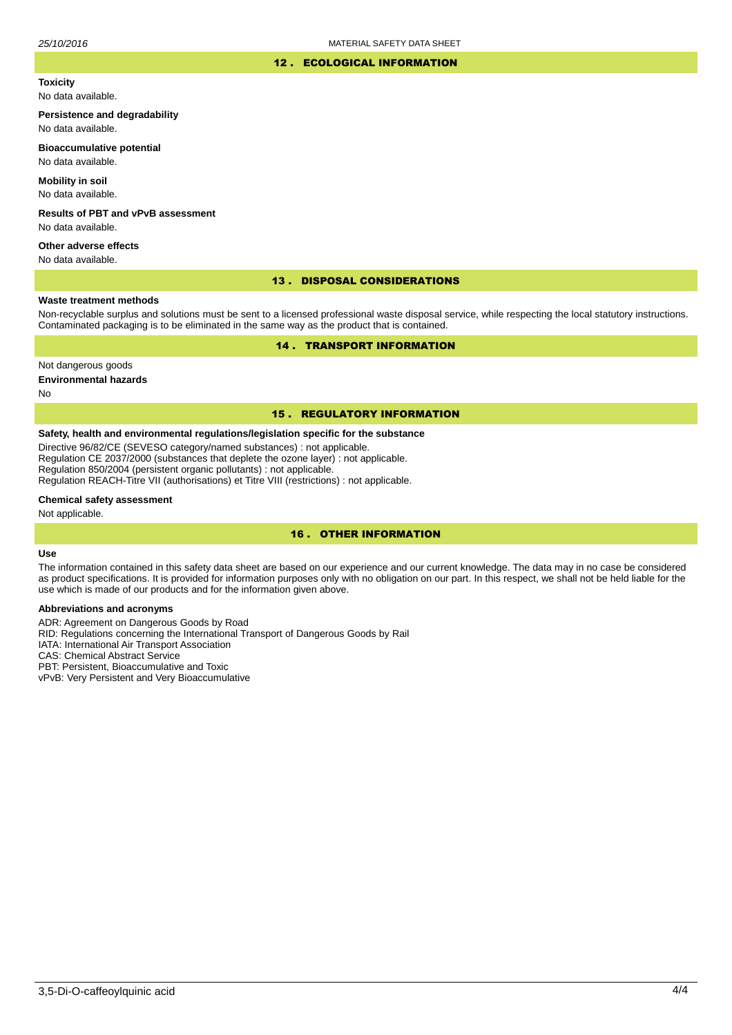## 12 . ECOLOGICAL INFORMATION

**Toxicity**

No data available.

**Persistence and degradability**

No data available.

**Bioaccumulative potential**

No data available.

**Mobility in soil**

No data available.

**Results of PBT and vPvB assessment**

No data available.

**Other adverse effects**

No data available.

## 13 . DISPOSAL CONSIDERATIONS

**Waste treatment methods**

Non-recyclable surplus and solutions must be sent to a licensed professional waste disposal service, while respecting the local statutory instructions. Contaminated packaging is to be eliminated in the same way as the product that is contained.

## 14 . TRANSPORT INFORMATION

Not dangerous goods

**Environmental hazards**

No

## 15 . REGULATORY INFORMATION

**Safety, health and environmental regulations/legislation specific for the substance**

Directive 96/82/CE (SEVESO category/named substances) : not applicable.
Regulation CE 2037/2000 (substances that deplete the ozone layer) : not applicable.
Regulation 850/2004 (persistent organic pollutants) : not applicable.
Regulation REACH-Titre VII (authorisations) et Titre VIII (restrictions) : not applicable.

**Chemical safety assessment**

Not applicable.

## 16 . OTHER INFORMATION

**Use**

The information contained in this safety data sheet are based on our experience and our current knowledge. The data may in no case be considered as product specifications. It is provided for information purposes only with no obligation on our part. In this respect, we shall not be held liable for the use which is made of our products and for the information given above.

**Abbreviations and acronyms**

ADR: Agreement on Dangerous Goods by Road
RID: Regulations concerning the International Transport of Dangerous Goods by Rail
IATA: International Air Transport Association
CAS: Chemical Abstract Service
PBT: Persistent, Bioaccumulative and Toxic
vPvB: Very Persistent and Very Bioaccumulative